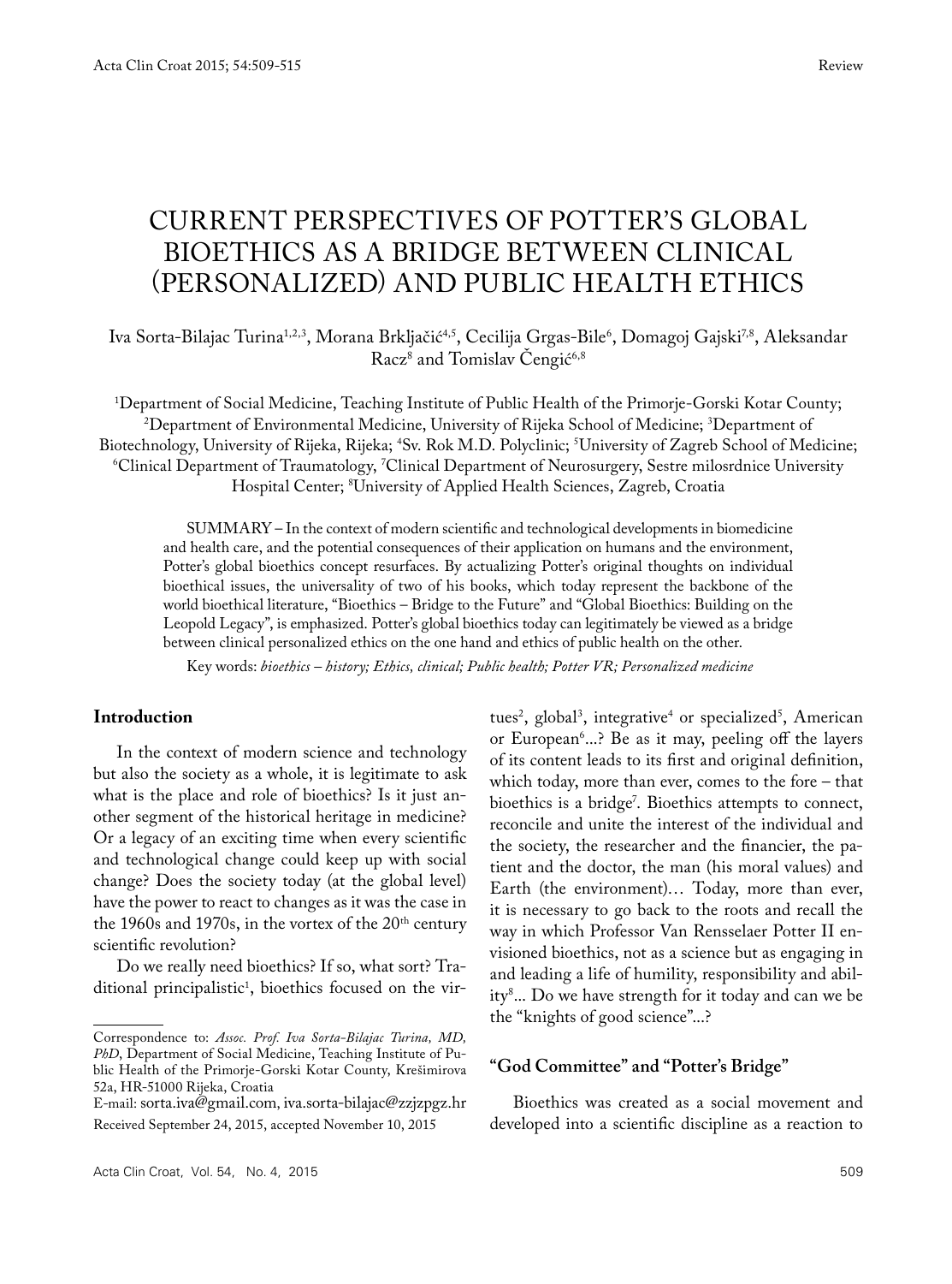Review

# CURRENT PERSPECTIVES OF POTTER'S GLOBAL BIOETHICS AS A BRIDGE BETWEEN CLINICAL (PERSONALIZED) AND PUBLIC HEALTH ETHICS

Iva Sorta-Bilajac Turina[1,2,3], Morana Brkljačić[4,5], Cecilija Grgas-Bile[6], Domagoj Gajski[7,8], Aleksandar Racz[8] and Tomislav Čengić[6,8]

[1]Department of Social Medicine, Teaching Institute of Public Health of the Primorje-Gorski Kotar County; [2]Department of Environmental Medicine, University of Rijeka School of Medicine; [3]Department of Biotechnology, University of Rijeka, Rijeka; [4]Sv. Rok M.D. Polyclinic; [5]University of Zagreb School of Medicine; [6]Clinical Department of Traumatology, [7]Clinical Department of Neurosurgery, Sestre milosrdnice University Hospital Center; [8]University of Applied Health Sciences, Zagreb, Croatia

SUMMARY – In the context of modern scientific and technological developments in biomedicine and health care, and the potential consequences of their application on humans and the environment, Potter's global bioethics concept resurfaces. By actualizing Potter's original thoughts on individual bioethical issues, the universality of two of his books, which today represent the backbone of the world bioethical literature, "Bioethics – Bridge to the Future" and "Global Bioethics: Building on the Leopold Legacy", is emphasized. Potter's global bioethics today can legitimately be viewed as a bridge between clinical personalized ethics on the one hand and ethics of public health on the other.

Key words: *bioethics – history; Ethics, clinical; Public health; Potter VR; Personalized medicine*

## Introduction

In the context of modern science and technology but also the society as a whole, it is legitimate to ask what is the place and role of bioethics? Is it just another segment of the historical heritage in medicine? Or a legacy of an exciting time when every scientific and technological change could keep up with social change? Does the society today (at the global level) have the power to react to changes as it was the case in the 1960s and 1970s, in the vortex of the 20th century scientific revolution?

Do we really need bioethics? If so, what sort? Traditional principalistic[1], bioethics focused on the virtues[2], global[3], integrative[4] or specialized[5], American or European[6]...? Be as it may, peeling off the layers of its content leads to its first and original definition, which today, more than ever, comes to the fore – that bioethics is a bridge[7]. Bioethics attempts to connect, reconcile and unite the interest of the individual and the society, the researcher and the financier, the patient and the doctor, the man (his moral values) and Earth (the environment)… Today, more than ever, it is necessary to go back to the roots and recall the way in which Professor Van Rensselaer Potter II envisioned bioethics, not as a science but as engaging in and leading a life of humility, responsibility and ability[8]... Do we have strength for it today and can we be the "knights of good science"...?

## "God Committee" and "Potter's Bridge"

Bioethics was created as a social movement and developed into a scientific discipline as a reaction to

Correspondence to: *Assoc. Prof. Iva Sorta-Bilajac Turina, MD, PhD*, Department of Social Medicine, Teaching Institute of Public Health of the Primorje-Gorski Kotar County, Krešimirova 52a, HR-51000 Rijeka, Croatia
E-mail: sorta.iva@gmail.com, iva.sorta-bilajac@zzjzpgz.hr
Received September 24, 2015, accepted November 10, 2015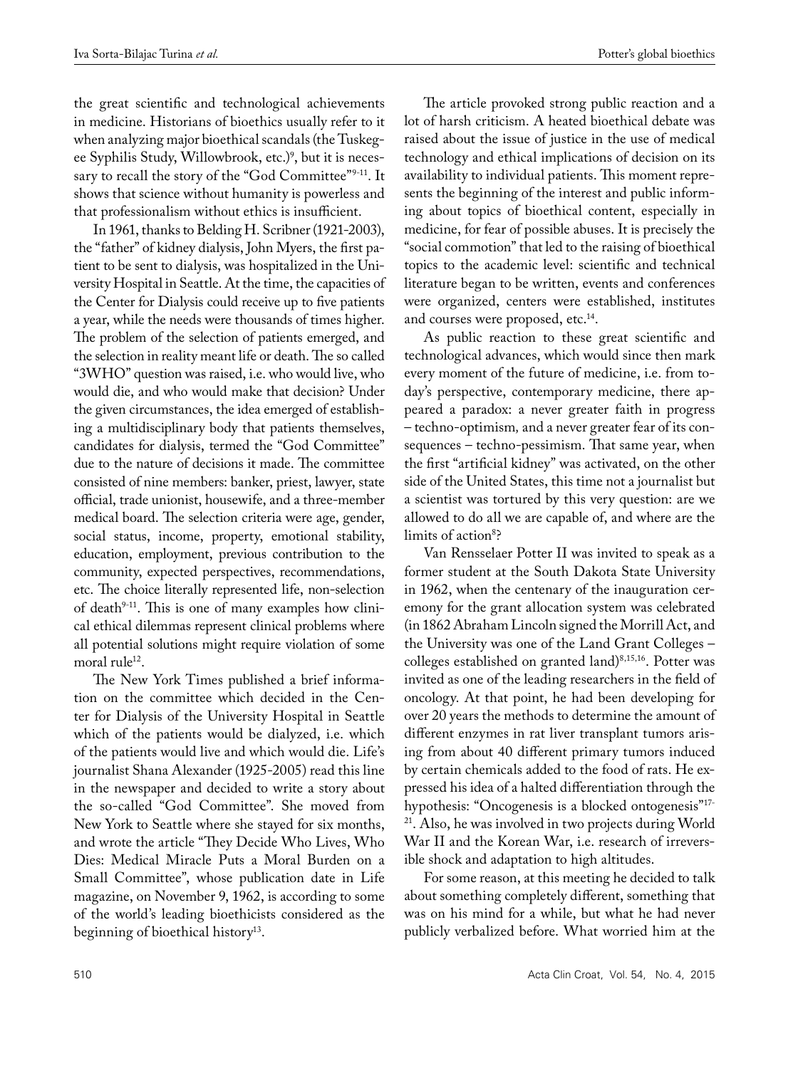the great scientific and technological achievements in medicine. Historians of bioethics usually refer to it when analyzing major bioethical scandals (the Tuskegee Syphilis Study, Willowbrook, etc.)[9], but it is necessary to recall the story of the "God Committee"[9-11]. It shows that science without humanity is powerless and that professionalism without ethics is insufficient.

In 1961, thanks to Belding H. Scribner (1921-2003), the "father" of kidney dialysis, John Myers, the first patient to be sent to dialysis, was hospitalized in the University Hospital in Seattle. At the time, the capacities of the Center for Dialysis could receive up to five patients a year, while the needs were thousands of times higher. The problem of the selection of patients emerged, and the selection in reality meant life or death. The so called "3WHO" question was raised, i.e. who would live, who would die, and who would make that decision? Under the given circumstances, the idea emerged of establishing a multidisciplinary body that patients themselves, candidates for dialysis, termed the "God Committee" due to the nature of decisions it made. The committee consisted of nine members: banker, priest, lawyer, state official, trade unionist, housewife, and a three-member medical board. The selection criteria were age, gender, social status, income, property, emotional stability, education, employment, previous contribution to the community, expected perspectives, recommendations, etc. The choice literally represented life, non-selection of death[9-11]. This is one of many examples how clinical ethical dilemmas represent clinical problems where all potential solutions might require violation of some moral rule[12].

The New York Times published a brief information on the committee which decided in the Center for Dialysis of the University Hospital in Seattle which of the patients would be dialyzed, i.e. which of the patients would live and which would die. Life's journalist Shana Alexander (1925-2005) read this line in the newspaper and decided to write a story about the so-called "God Committee". She moved from New York to Seattle where she stayed for six months, and wrote the article "They Decide Who Lives, Who Dies: Medical Miracle Puts a Moral Burden on a Small Committee", whose publication date in Life magazine, on November 9, 1962, is according to some of the world's leading bioethicists considered as the beginning of bioethical history[13].

The article provoked strong public reaction and a lot of harsh criticism. A heated bioethical debate was raised about the issue of justice in the use of medical technology and ethical implications of decision on its availability to individual patients. This moment represents the beginning of the interest and public informing about topics of bioethical content, especially in medicine, for fear of possible abuses. It is precisely the "social commotion" that led to the raising of bioethical topics to the academic level: scientific and technical literature began to be written, events and conferences were organized, centers were established, institutes and courses were proposed, etc.[14].

As public reaction to these great scientific and technological advances, which would since then mark every moment of the future of medicine, i.e. from today's perspective, contemporary medicine, there appeared a paradox: a never greater faith in progress – techno-optimism, and a never greater fear of its consequences – techno-pessimism. That same year, when the first "artificial kidney" was activated, on the other side of the United States, this time not a journalist but a scientist was tortured by this very question: are we allowed to do all we are capable of, and where are the limits of action[8]?

Van Rensselaer Potter II was invited to speak as a former student at the South Dakota State University in 1962, when the centenary of the inauguration ceremony for the grant allocation system was celebrated (in 1862 Abraham Lincoln signed the Morrill Act, and the University was one of the Land Grant Colleges – colleges established on granted land)[8,15,16]. Potter was invited as one of the leading researchers in the field of oncology. At that point, he had been developing for over 20 years the methods to determine the amount of different enzymes in rat liver transplant tumors arising from about 40 different primary tumors induced by certain chemicals added to the food of rats. He expressed his idea of a halted differentiation through the hypothesis: "Oncogenesis is a blocked ontogenesis"[17-21]. Also, he was involved in two projects during World War II and the Korean War, i.e. research of irreversible shock and adaptation to high altitudes.

For some reason, at this meeting he decided to talk about something completely different, something that was on his mind for a while, but what he had never publicly verbalized before. What worried him at the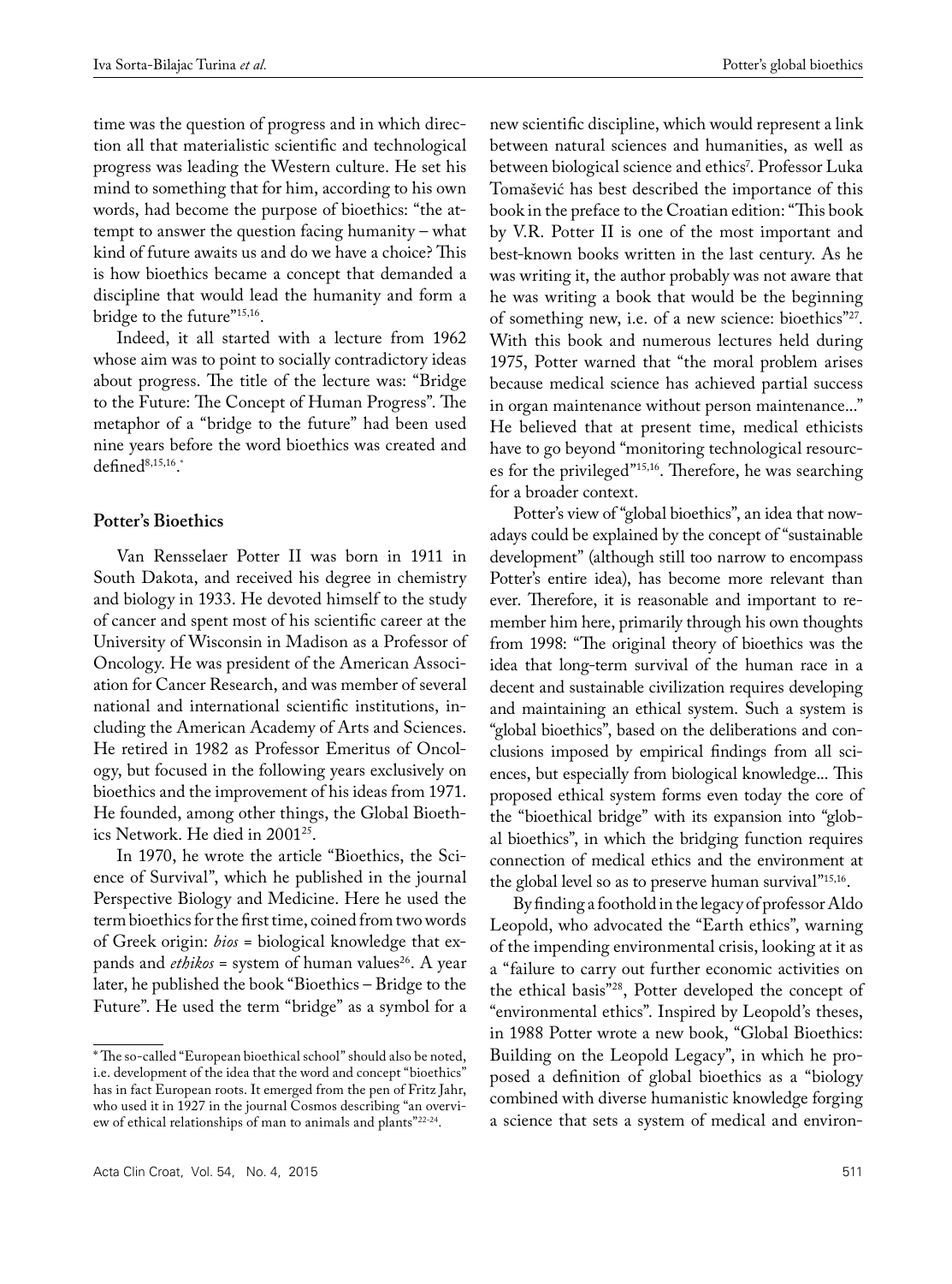time was the question of progress and in which direction all that materialistic scientific and technological progress was leading the Western culture. He set his mind to something that for him, according to his own words, had become the purpose of bioethics: "the attempt to answer the question facing humanity – what kind of future awaits us and do we have a choice? This is how bioethics became a concept that demanded a discipline that would lead the humanity and form a bridge to the future"[15,16].

Indeed, it all started with a lecture from 1962 whose aim was to point to socially contradictory ideas about progress. The title of the lecture was: "Bridge to the Future: The Concept of Human Progress". The metaphor of a "bridge to the future" had been used nine years before the word bioethics was created and defined[8,15,16,*].

## Potter's Bioethics

Van Rensselaer Potter II was born in 1911 in South Dakota, and received his degree in chemistry and biology in 1933. He devoted himself to the study of cancer and spent most of his scientific career at the University of Wisconsin in Madison as a Professor of Oncology. He was president of the American Association for Cancer Research, and was member of several national and international scientific institutions, including the American Academy of Arts and Sciences. He retired in 1982 as Professor Emeritus of Oncology, but focused in the following years exclusively on bioethics and the improvement of his ideas from 1971. He founded, among other things, the Global Bioethics Network. He died in 2001[25].

In 1970, he wrote the article "Bioethics, the Science of Survival", which he published in the journal Perspective Biology and Medicine. Here he used the term bioethics for the first time, coined from two words of Greek origin: *bios* = biological knowledge that expands and *ethikos* = system of human values[26]. A year later, he published the book "Bioethics – Bridge to the Future". He used the term "bridge" as a symbol for a new scientific discipline, which would represent a link between natural sciences and humanities, as well as between biological science and ethics[7]. Professor Luka Tomašević has best described the importance of this book in the preface to the Croatian edition: "This book by V.R. Potter II is one of the most important and best-known books written in the last century. As he was writing it, the author probably was not aware that he was writing a book that would be the beginning of something new, i.e. of a new science: bioethics"[27]. With this book and numerous lectures held during 1975, Potter warned that "the moral problem arises because medical science has achieved partial success in organ maintenance without person maintenance..." He believed that at present time, medical ethicists have to go beyond "monitoring technological resources for the privileged"[15,16]. Therefore, he was searching for a broader context.

Potter's view of "global bioethics", an idea that nowadays could be explained by the concept of "sustainable development" (although still too narrow to encompass Potter's entire idea), has become more relevant than ever. Therefore, it is reasonable and important to remember him here, primarily through his own thoughts from 1998: "The original theory of bioethics was the idea that long-term survival of the human race in a decent and sustainable civilization requires developing and maintaining an ethical system. Such a system is "global bioethics", based on the deliberations and conclusions imposed by empirical findings from all sciences, but especially from biological knowledge... This proposed ethical system forms even today the core of the "bioethical bridge" with its expansion into "global bioethics", in which the bridging function requires connection of medical ethics and the environment at the global level so as to preserve human survival"[15,16].

By finding a foothold in the legacy of professor Aldo Leopold, who advocated the "Earth ethics", warning of the impending environmental crisis, looking at it as a "failure to carry out further economic activities on the ethical basis"[28], Potter developed the concept of "environmental ethics". Inspired by Leopold's theses, in 1988 Potter wrote a new book, "Global Bioethics: Building on the Leopold Legacy", in which he proposed a definition of global bioethics as a "biology combined with diverse humanistic knowledge forging a science that sets a system of medical and environ-

---

* The so-called "European bioethical school" should also be noted, i.e. development of the idea that the word and concept "bioethics" has in fact European roots. It emerged from the pen of Fritz Jahr, who used it in 1927 in the journal Cosmos describing "an overview of ethical relationships of man to animals and plants"[22-24].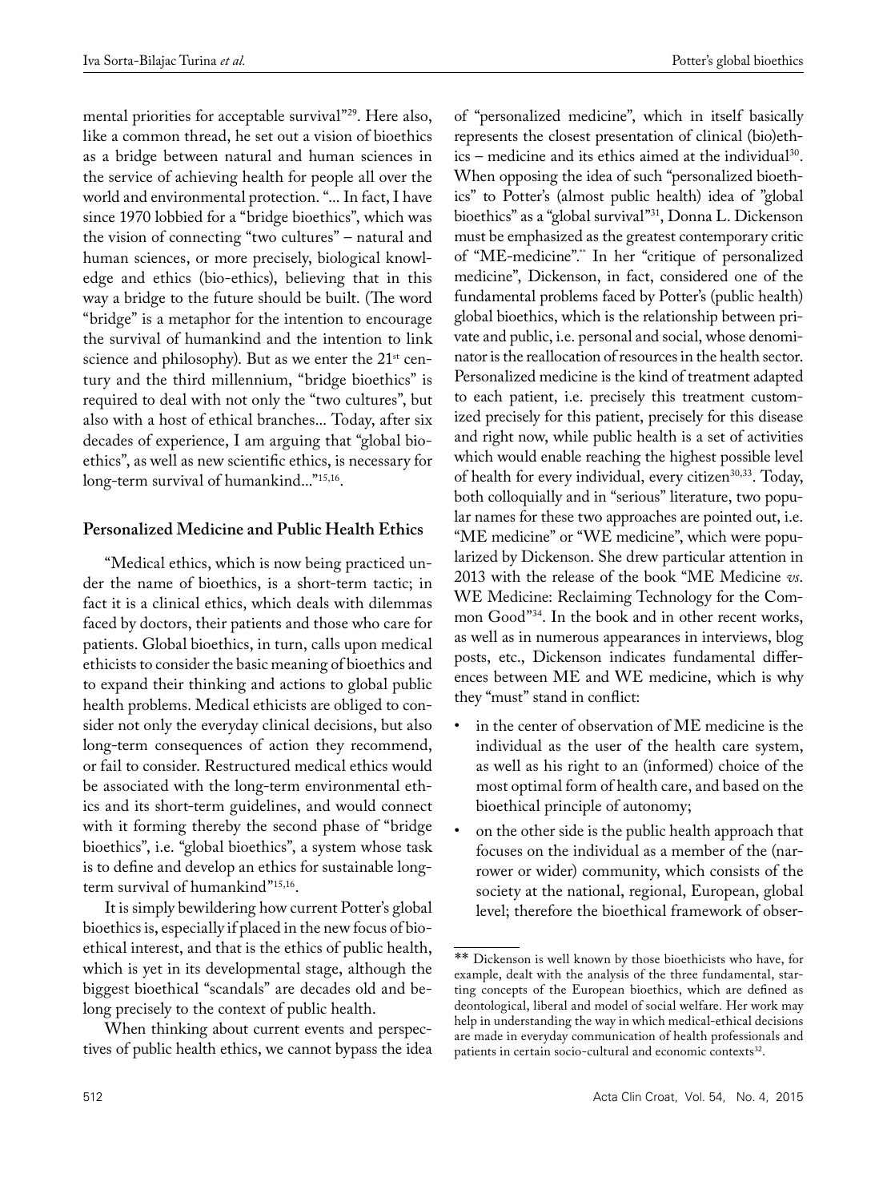mental priorities for acceptable survival"[29]. Here also, like a common thread, he set out a vision of bioethics as a bridge between natural and human sciences in the service of achieving health for people all over the world and environmental protection. "... In fact, I have since 1970 lobbied for a "bridge bioethics", which was the vision of connecting "two cultures" – natural and human sciences, or more precisely, biological knowledge and ethics (bio-ethics), believing that in this way a bridge to the future should be built. (The word "bridge" is a metaphor for the intention to encourage the survival of humankind and the intention to link science and philosophy). But as we enter the 21st century and the third millennium, "bridge bioethics" is required to deal with not only the "two cultures", but also with a host of ethical branches... Today, after six decades of experience, I am arguing that "global bioethics", as well as new scientific ethics, is necessary for long-term survival of humankind..."[15,16].

## Personalized Medicine and Public Health Ethics

"Medical ethics, which is now being practiced under the name of bioethics, is a short-term tactic; in fact it is a clinical ethics, which deals with dilemmas faced by doctors, their patients and those who care for patients. Global bioethics, in turn, calls upon medical ethicists to consider the basic meaning of bioethics and to expand their thinking and actions to global public health problems. Medical ethicists are obliged to consider not only the everyday clinical decisions, but also long-term consequences of action they recommend, or fail to consider. Restructured medical ethics would be associated with the long-term environmental ethics and its short-term guidelines, and would connect with it forming thereby the second phase of "bridge bioethics", i.e. "global bioethics", a system whose task is to define and develop an ethics for sustainable long-term survival of humankind"[15,16].

It is simply bewildering how current Potter's global bioethics is, especially if placed in the new focus of bioethical interest, and that is the ethics of public health, which is yet in its developmental stage, although the biggest bioethical "scandals" are decades old and belong precisely to the context of public health.

When thinking about current events and perspectives of public health ethics, we cannot bypass the idea of "personalized medicine", which in itself basically represents the closest presentation of clinical (bio)ethics – medicine and its ethics aimed at the individual[30]. When opposing the idea of such "personalized bioethics" to Potter's (almost public health) idea of "global bioethics" as a "global survival"[31], Donna L. Dickenson must be emphasized as the greatest contemporary critic of "ME-medicine".** In her "critique of personalized medicine", Dickenson, in fact, considered one of the fundamental problems faced by Potter's (public health) global bioethics, which is the relationship between private and public, i.e. personal and social, whose denominator is the reallocation of resources in the health sector. Personalized medicine is the kind of treatment adapted to each patient, i.e. precisely this treatment customized precisely for this patient, precisely for this disease and right now, while public health is a set of activities which would enable reaching the highest possible level of health for every individual, every citizen[30,33]. Today, both colloquially and in "serious" literature, two popular names for these two approaches are pointed out, i.e. "ME medicine" or "WE medicine", which were popularized by Dickenson. She drew particular attention in 2013 with the release of the book "ME Medicine *vs.* WE Medicine: Reclaiming Technology for the Common Good"[34]. In the book and in other recent works, as well as in numerous appearances in interviews, blog posts, etc., Dickenson indicates fundamental differences between ME and WE medicine, which is why they "must" stand in conflict:

- in the center of observation of ME medicine is the individual as the user of the health care system, as well as his right to an (informed) choice of the most optimal form of health care, and based on the bioethical principle of autonomy;
- on the other side is the public health approach that focuses on the individual as a member of the (narrower or wider) community, which consists of the society at the national, regional, European, global level; therefore the bioethical framework of obser-

** Dickenson is well known by those bioethicists who have, for example, dealt with the analysis of the three fundamental, starting concepts of the European bioethics, which are defined as deontological, liberal and model of social welfare. Her work may help in understanding the way in which medical-ethical decisions are made in everyday communication of health professionals and patients in certain socio-cultural and economic contexts[32].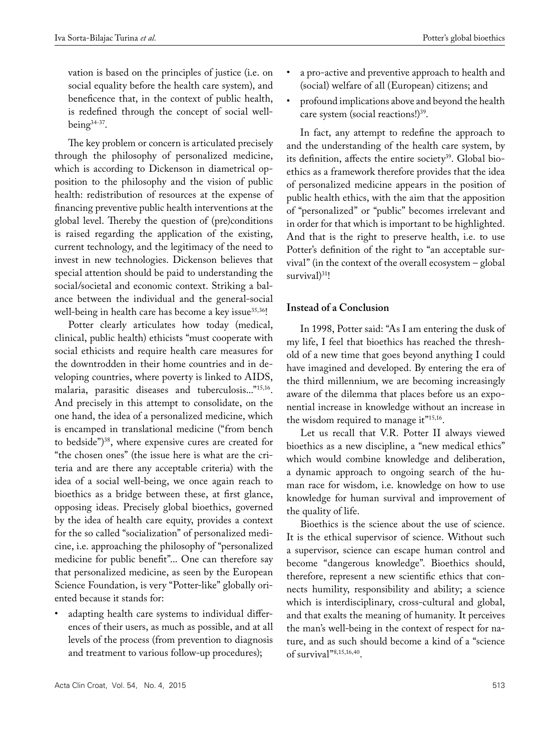vation is based on the principles of justice (i.e. on social equality before the health care system), and beneficence that, in the context of public health, is redefined through the concept of social well-being[34-37].

The key problem or concern is articulated precisely through the philosophy of personalized medicine, which is according to Dickenson in diametrical opposition to the philosophy and the vision of public health: redistribution of resources at the expense of financing preventive public health interventions at the global level. Thereby the question of (pre)conditions is raised regarding the application of the existing, current technology, and the legitimacy of the need to invest in new technologies. Dickenson believes that special attention should be paid to understanding the social/societal and economic context. Striking a balance between the individual and the general-social well-being in health care has become a key issue[35,36]!

Potter clearly articulates how today (medical, clinical, public health) ethicists "must cooperate with social ethicists and require health care measures for the downtrodden in their home countries and in developing countries, where poverty is linked to AIDS, malaria, parasitic diseases and tuberculosis..."[15,16]. And precisely in this attempt to consolidate, on the one hand, the idea of a personalized medicine, which is encamped in translational medicine ("from bench to bedside")[38], where expensive cures are created for "the chosen ones" (the issue here is what are the criteria and are there any acceptable criteria) with the idea of a social well-being, we once again reach to bioethics as a bridge between these, at first glance, opposing ideas. Precisely global bioethics, governed by the idea of health care equity, provides a context for the so called "socialization" of personalized medicine, i.e. approaching the philosophy of "personalized medicine for public benefit"... One can therefore say that personalized medicine, as seen by the European Science Foundation, is very "Potter-like" globally oriented because it stands for:

- adapting health care systems to individual differences of their users, as much as possible, and at all levels of the process (from prevention to diagnosis and treatment to various follow-up procedures);
- a pro-active and preventive approach to health and (social) welfare of all (European) citizens; and
- profound implications above and beyond the health care system (social reactions!)[39].

In fact, any attempt to redefine the approach to and the understanding of the health care system, by its definition, affects the entire society[39]. Global bioethics as a framework therefore provides that the idea of personalized medicine appears in the position of public health ethics, with the aim that the apposition of "personalized" or "public" becomes irrelevant and in order for that which is important to be highlighted. And that is the right to preserve health, i.e. to use Potter's definition of the right to "an acceptable survival" (in the context of the overall ecosystem – global survival)[31]!

## Instead of a Conclusion

In 1998, Potter said: "As I am entering the dusk of my life, I feel that bioethics has reached the threshold of a new time that goes beyond anything I could have imagined and developed. By entering the era of the third millennium, we are becoming increasingly aware of the dilemma that places before us an exponential increase in knowledge without an increase in the wisdom required to manage it"[15,16].

Let us recall that V.R. Potter II always viewed bioethics as a new discipline, a "new medical ethics" which would combine knowledge and deliberation, a dynamic approach to ongoing search of the human race for wisdom, i.e. knowledge on how to use knowledge for human survival and improvement of the quality of life.

Bioethics is the science about the use of science. It is the ethical supervisor of science. Without such a supervisor, science can escape human control and become "dangerous knowledge". Bioethics should, therefore, represent a new scientific ethics that connects humility, responsibility and ability; a science which is interdisciplinary, cross-cultural and global, and that exalts the meaning of humanity. It perceives the man's well-being in the context of respect for nature, and as such should become a kind of a "science of survival"[8,15,16,40].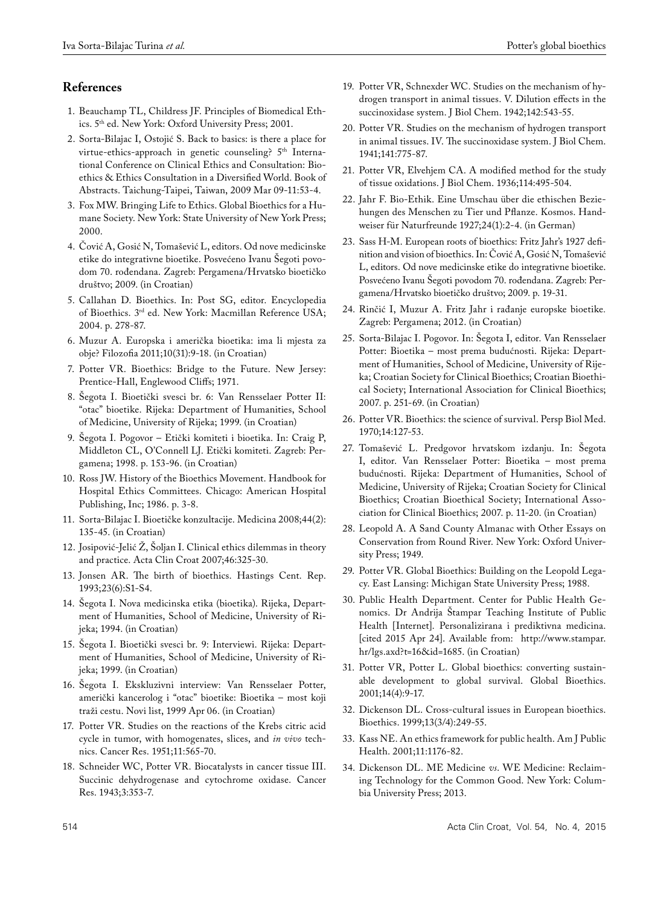## References

1. Beauchamp TL, Childress JF. Principles of Biomedical Ethics. 5th ed. New York: Oxford University Press; 2001.
2. Sorta-Bilajac I, Ostojić S. Back to basics: is there a place for virtue-ethics-approach in genetic counseling? 5th International Conference on Clinical Ethics and Consultation: Bioethics & Ethics Consultation in a Diversified World. Book of Abstracts. Taichung-Taipei, Taiwan, 2009 Mar 09-11:53-4.
3. Fox MW. Bringing Life to Ethics. Global Bioethics for a Humane Society. New York: State University of New York Press; 2000.
4. Čović A, Gosić N, Tomašević L, editors. Od nove medicinske etike do integrativne bioetike. Posvećeno Ivanu Šegoti povodom 70. rođendana. Zagreb: Pergamena/Hrvatsko bioetičko društvo; 2009. (in Croatian)
5. Callahan D. Bioethics. In: Post SG, editor. Encyclopedia of Bioethics. 3rd ed. New York: Macmillan Reference USA; 2004. p. 278-87.
6. Muzur A. Europska i američka bioetika: ima li mjesta za obje? Filozofia 2011;10(31):9-18. (in Croatian)
7. Potter VR. Bioethics: Bridge to the Future. New Jersey: Prentice-Hall, Englewood Cliffs; 1971.
8. Šegota I. Bioetički svesci br. 6: Van Rensselaer Potter II: "otac" bioetike. Rijeka: Department of Humanities, School of Medicine, University of Rijeka; 1999. (in Croatian)
9. Šegota I. Pogovor – Etički komiteti i bioetika. In: Craig P, Middleton CL, O'Connell LJ. Etički komiteti. Zagreb: Pergamena; 1998. p. 153-96. (in Croatian)
10. Ross JW. History of the Bioethics Movement. Handbook for Hospital Ethics Committees. Chicago: American Hospital Publishing, Inc; 1986. p. 3-8.
11. Sorta-Bilajac I. Bioetičke konzultacije. Medicina 2008;44(2): 135-45. (in Croatian)
12. Josipović-Jelić Ž, Šoljan I. Clinical ethics dilemmas in theory and practice. Acta Clin Croat 2007;46:325-30.
13. Jonsen AR. The birth of bioethics. Hastings Cent. Rep. 1993;23(6):S1-S4.
14. Šegota I. Nova medicinska etika (bioetika). Rijeka, Department of Humanities, School of Medicine, University of Rijeka; 1994. (in Croatian)
15. Šegota I. Bioetički svesci br. 9: Interviewi. Rijeka: Department of Humanities, School of Medicine, University of Rijeka; 1999. (in Croatian)
16. Šegota I. Ekskluzivni interview: Van Rensselaer Potter, američki kancerolog i "otac" bioetike: Bioetika – most koji traži cestu. Novi list, 1999 Apr 06. (in Croatian)
17. Potter VR. Studies on the reactions of the Krebs citric acid cycle in tumor, with homogenates, slices, and *in vivo* technics. Cancer Res. 1951;11:565-70.
18. Schneider WC, Potter VR. Biocatalysts in cancer tissue III. Succinic dehydrogenase and cytochrome oxidase. Cancer Res. 1943;3:353-7.
19. Potter VR, Schnexder WC. Studies on the mechanism of hydrogen transport in animal tissues. V. Dilution effects in the succinoxidase system. J Biol Chem. 1942;142:543-55.
20. Potter VR. Studies on the mechanism of hydrogen transport in animal tissues. IV. The succinoxidase system. J Biol Chem. 1941;141:775-87.
21. Potter VR, Elvehjem CA. A modified method for the study of tissue oxidations. J Biol Chem. 1936;114:495-504.
22. Jahr F. Bio-Ethik. Eine Umschau über die ethischen Beziehungen des Menschen zu Tier und Pflanze. Kosmos. Handweiser für Naturfreunde 1927;24(1):2-4. (in German)
23. Sass H-M. European roots of bioethics: Fritz Jahr's 1927 definition and vision of bioethics. In: Čović A, Gosić N, Tomašević L, editors. Od nove medicinske etike do integrativne bioetike. Posvećeno Ivanu Šegoti povodom 70. rođendana. Zagreb: Pergamena/Hrvatsko bioetičko društvo; 2009. p. 19-31.
24. Rinčić I, Muzur A. Fritz Jahr i rađanje europske bioetike. Zagreb: Pergamena; 2012. (in Croatian)
25. Sorta-Bilajac I. Pogovor. In: Šegota I, editor. Van Rensselaer Potter: Bioetika – most prema budućnosti. Rijeka: Department of Humanities, School of Medicine, University of Rijeka; Croatian Society for Clinical Bioethics; Croatian Bioethical Society; International Association for Clinical Bioethics; 2007. p. 251-69. (in Croatian)
26. Potter VR. Bioethics: the science of survival. Persp Biol Med. 1970;14:127-53.
27. Tomašević L. Predgovor hrvatskom izdanju. In: Šegota I, editor. Van Rensselaer Potter: Bioetika – most prema budućnosti. Rijeka: Department of Humanities, School of Medicine, University of Rijeka; Croatian Society for Clinical Bioethics; Croatian Bioethical Society; International Association for Clinical Bioethics; 2007. p. 11-20. (in Croatian)
28. Leopold A. A Sand County Almanac with Other Essays on Conservation from Round River. New York: Oxford University Press; 1949.
29. Potter VR. Global Bioethics: Building on the Leopold Legacy. East Lansing: Michigan State University Press; 1988.
30. Public Health Department. Center for Public Health Genomics. Dr Andrija Štampar Teaching Institute of Public Health [Internet]. Personalizirana i prediktivna medicina. [cited 2015 Apr 24]. Available from: http://www.stampar.hr/lgs.axd?t=16&id=1685. (in Croatian)
31. Potter VR, Potter L. Global bioethics: converting sustainable development to global survival. Global Bioethics. 2001;14(4):9-17.
32. Dickenson DL. Cross-cultural issues in European bioethics. Bioethics. 1999;13(3/4):249-55.
33. Kass NE. An ethics framework for public health. Am J Public Health. 2001;11:1176-82.
34. Dickenson DL. ME Medicine *vs*. WE Medicine: Reclaiming Technology for the Common Good. New York: Columbia University Press; 2013.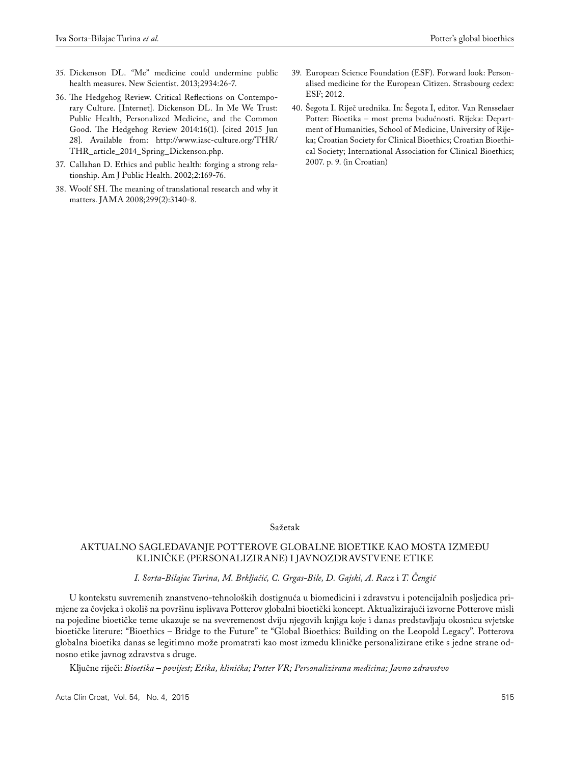35. Dickenson DL. "Me" medicine could undermine public health measures. New Scientist. 2013;2934:26-7.
36. The Hedgehog Review. Critical Reflections on Contemporary Culture. [Internet]. Dickenson DL. In Me We Trust: Public Health, Personalized Medicine, and the Common Good. The Hedgehog Review 2014:16(1). [cited 2015 Jun 28]. Available from: http://www.iasc-culture.org/THR/THR_article_2014_Spring_Dickenson.php.
37. Callahan D. Ethics and public health: forging a strong relationship. Am J Public Health. 2002;2:169-76.
38. Woolf SH. The meaning of translational research and why it matters. JAMA 2008;299(2):3140-8.
39. European Science Foundation (ESF). Forward look: Personalised medicine for the European Citizen. Strasbourg cedex: ESF; 2012.
40. Šegota I. Riječ urednika. In: Šegota I, editor. Van Rensselaer Potter: Bioetika – most prema budućnosti. Rijeka: Department of Humanities, School of Medicine, University of Rijeka; Croatian Society for Clinical Bioethics; Croatian Bioethical Society; International Association for Clinical Bioethics; 2007. p. 9. (in Croatian)

Sažetak

## AKTUALNO SAGLEDAVANJE POTTEROVE GLOBALNE BIOETIKE KAO MOSTA IZMEĐU KLINIČKE (PERSONALIZIRANE) I JAVNOZDRAVSTVENE ETIKE

*I. Sorta-Bilajac Turina, M. Brkljačić, C. Grgas-Bile, D. Gajski, A. Racz* i *T. Čengić*

U kontekstu suvremenih znanstveno-tehnoloških dostignuća u biomedicini i zdravstvu i potencijalnih posljedica primjene za čovjeka i okoliš na površinu isplivava Potterov globalni bioetički koncept. Aktualizirajući izvorne Potterove misli na pojedine bioetičke teme ukazuje se na svevremenost dviju njegovih knjiga koje i danas predstavljaju okosnicu svjetske bioetičke literure: "Bioethics – Bridge to the Future" te "Global Bioethics: Building on the Leopold Legacy". Potterova globalna bioetika danas se legitimno može promatrati kao most između kliničke personalizirane etike s jedne strane odnosno etike javnog zdravstva s druge.

Ključne riječi: *Bioetika – povijest; Etika, klinička; Potter VR; Personalizirana medicina; Javno zdravstvo*